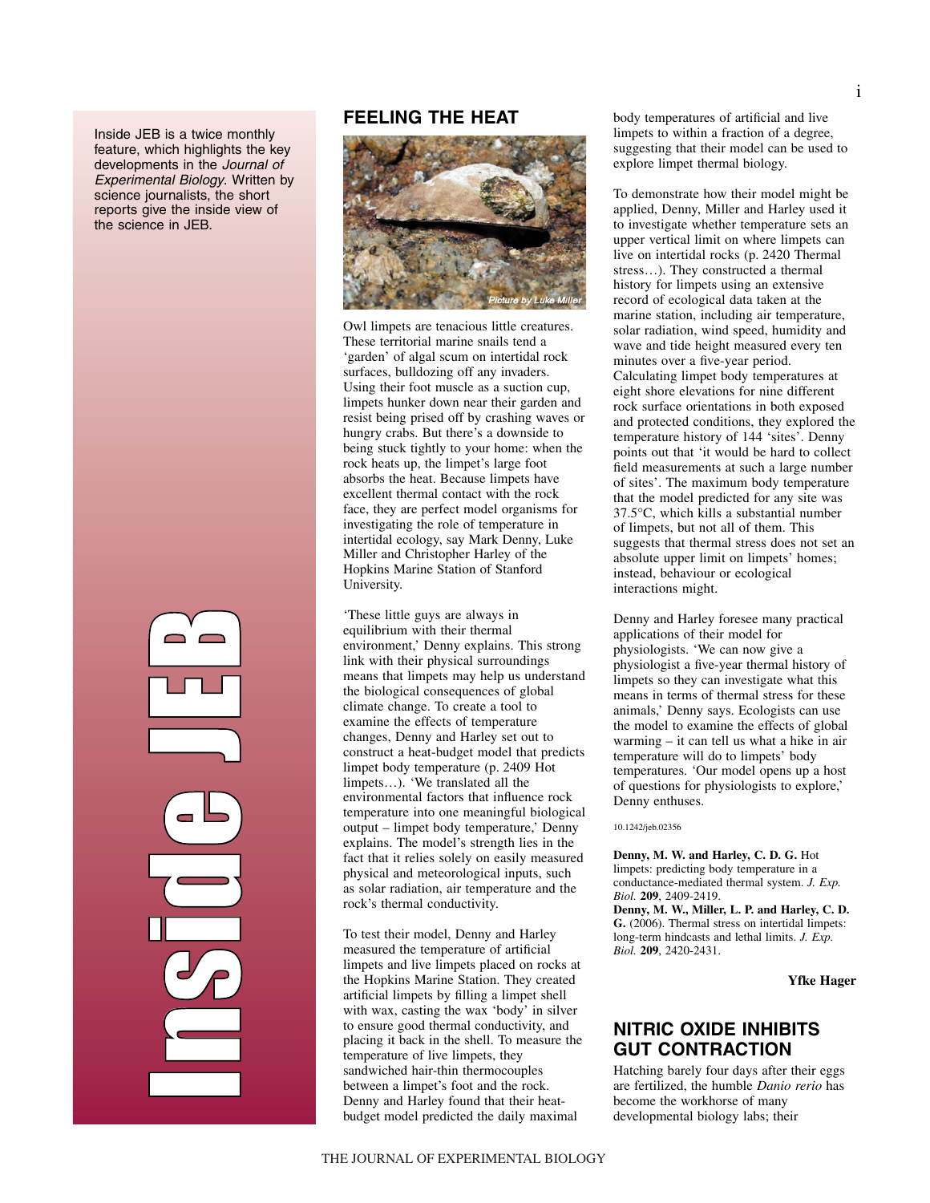Inside JEB is a twice monthly feature, which highlights the key developments in the *Journal of Experimental Biology*. Written by science journalists, the short reports give the inside view of the science in JEB.

# Inside JEB

## FEELING THE HEAT

Picture by Luke Miller

Owl limpets are tenacious little creatures. These territorial marine snails tend a 'garden' of algal scum on intertidal rock surfaces, bulldozing off any invaders. Using their foot muscle as a suction cup, limpets hunker down near their garden and resist being prised off by crashing waves or hungry crabs. But there's a downside to being stuck tightly to your home: when the rock heats up, the limpet's large foot absorbs the heat. Because limpets have excellent thermal contact with the rock face, they are perfect model organisms for investigating the role of temperature in intertidal ecology, say Mark Denny, Luke Miller and Christopher Harley of the Hopkins Marine Station of Stanford University.

'These little guys are always in equilibrium with their thermal environment,' Denny explains. This strong link with their physical surroundings means that limpets may help us understand the biological consequences of global climate change. To create a tool to examine the effects of temperature changes, Denny and Harley set out to construct a heat-budget model that predicts limpet body temperature (p. 2409 Hot limpets…). 'We translated all the environmental factors that influence rock temperature into one meaningful biological output – limpet body temperature,' Denny explains. The model's strength lies in the fact that it relies solely on easily measured physical and meteorological inputs, such as solar radiation, air temperature and the rock's thermal conductivity.

To test their model, Denny and Harley measured the temperature of artificial limpets and live limpets placed on rocks at the Hopkins Marine Station. They created artificial limpets by filling a limpet shell with wax, casting the wax 'body' in silver to ensure good thermal conductivity, and placing it back in the shell. To measure the temperature of live limpets, they sandwiched hair-thin thermocouples between a limpet's foot and the rock. Denny and Harley found that their heat-budget model predicted the daily maximal body temperatures of artificial and live limpets to within a fraction of a degree, suggesting that their model can be used to explore limpet thermal biology.

To demonstrate how their model might be applied, Denny, Miller and Harley used it to investigate whether temperature sets an upper vertical limit on where limpets can live on intertidal rocks (p. 2420 Thermal stress…). They constructed a thermal history for limpets using an extensive record of ecological data taken at the marine station, including air temperature, solar radiation, wind speed, humidity and wave and tide height measured every ten minutes over a five-year period. Calculating limpet body temperatures at eight shore elevations for nine different rock surface orientations in both exposed and protected conditions, they explored the temperature history of 144 'sites'. Denny points out that 'it would be hard to collect field measurements at such a large number of sites'. The maximum body temperature that the model predicted for any site was 37.5°C, which kills a substantial number of limpets, but not all of them. This suggests that thermal stress does not set an absolute upper limit on limpets' homes; instead, behaviour or ecological interactions might.

Denny and Harley foresee many practical applications of their model for physiologists. 'We can now give a physiologist a five-year thermal history of limpets so they can investigate what this means in terms of thermal stress for these animals,' Denny says. Ecologists can use the model to examine the effects of global warming – it can tell us what a hike in air temperature will do to limpets' body temperatures. 'Our model opens up a host of questions for physiologists to explore,' Denny enthuses.

10.1242/jeb.02356

**Denny, M. W. and Harley, C. D. G.** Hot limpets: predicting body temperature in a conductance-mediated thermal system. *J. Exp. Biol.* **209**, 2409-2419.

**Denny, M. W., Miller, L. P. and Harley, C. D. G.** (2006). Thermal stress on intertidal limpets: long-term hindcasts and lethal limits. *J. Exp. Biol.* **209**, 2420-2431.

**Yfke Hager**

## NITRIC OXIDE INHIBITS GUT CONTRACTION

Hatching barely four days after their eggs are fertilized, the humble *Danio rerio* has become the workhorse of many developmental biology labs; their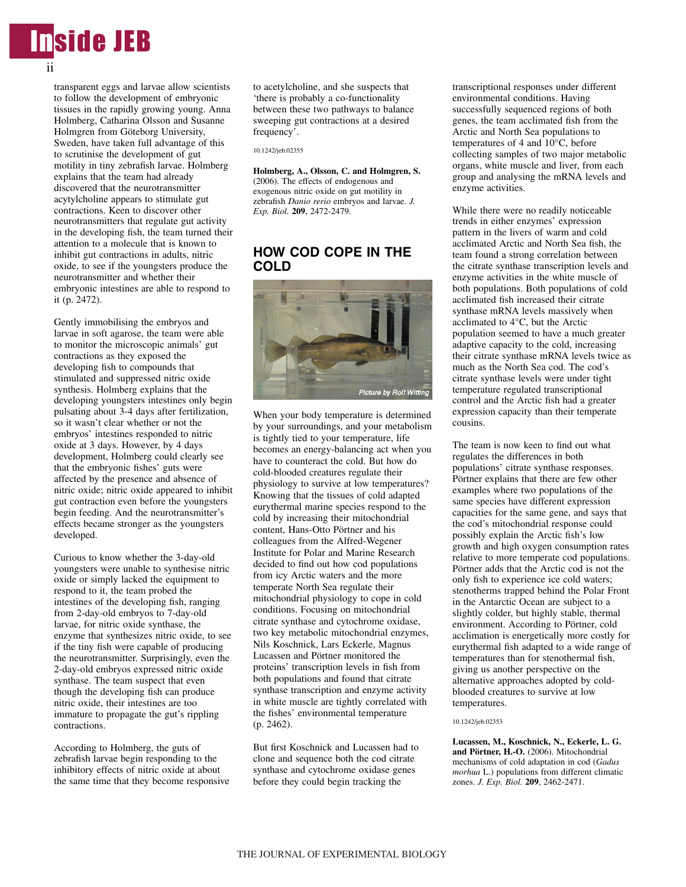transparent eggs and larvae allow scientists to follow the development of embryonic tissues in the rapidly growing young. Anna Holmberg, Catharina Olsson and Susanne Holmgren from Göteborg University, Sweden, have taken full advantage of this to scrutinise the development of gut motility in tiny zebrafish larvae. Holmberg explains that the team had already discovered that the neurotransmitter acytylcholine appears to stimulate gut contractions. Keen to discover other neurotransmitters that regulate gut activity in the developing fish, the team turned their attention to a molecule that is known to inhibit gut contractions in adults, nitric oxide, to see if the youngsters produce the neurotransmitter and whether their embryonic intestines are able to respond to it (p. 2472).

Gently immobilising the embryos and larvae in soft agarose, the team were able to monitor the microscopic animals' gut contractions as they exposed the developing fish to compounds that stimulated and suppressed nitric oxide synthesis. Holmberg explains that the developing youngsters intestines only begin pulsating about 3-4 days after fertilization, so it wasn't clear whether or not the embryos' intestines responded to nitric oxide at 3 days. However, by 4 days development, Holmberg could clearly see that the embryonic fishes' guts were affected by the presence and absence of nitric oxide; nitric oxide appeared to inhibit gut contraction even before the youngsters begin feeding. And the neurotransmitter's effects became stronger as the youngsters developed.

Curious to know whether the 3-day-old youngsters were unable to synthesise nitric oxide or simply lacked the equipment to respond to it, the team probed the intestines of the developing fish, ranging from 2-day-old embryos to 7-day-old larvae, for nitric oxide synthase, the enzyme that synthesizes nitric oxide, to see if the tiny fish were capable of producing the neurotransmitter. Surprisingly, even the 2-day-old embryos expressed nitric oxide synthase. The team suspect that even though the developing fish can produce nitric oxide, their intestines are too immature to propagate the gut's rippling contractions.

According to Holmberg, the guts of zebrafish larvae begin responding to the inhibitory effects of nitric oxide at about the same time that they become responsive to acetylcholine, and she suspects that 'there is probably a co-functionality between these two pathways to balance sweeping gut contractions at a desired frequency'.

10.1242/jeb.02355

**Holmberg, A., Olsson, C. and Holmgren, S.** (2006). The effects of endogenous and exogenous nitric oxide on gut motility in zebrafish *Danio rerio* embryos and larvae. *J. Exp. Biol.* **209**, 2472-2479.

## HOW COD COPE IN THE COLD

*Picture by Rolf Witting*

When your body temperature is determined by your surroundings, and your metabolism is tightly tied to your temperature, life becomes an energy-balancing act when you have to counteract the cold. But how do cold-blooded creatures regulate their physiology to survive at low temperatures? Knowing that the tissues of cold adapted eurythermal marine species respond to the cold by increasing their mitochondrial content, Hans-Otto Pörtner and his colleagues from the Alfred-Wegener Institute for Polar and Marine Research decided to find out how cod populations from icy Arctic waters and the more temperate North Sea regulate their mitochondrial physiology to cope in cold conditions. Focusing on mitochondrial citrate synthase and cytochrome oxidase, two key metabolic mitochondrial enzymes, Nils Koschnick, Lars Eckerle, Magnus Lucassen and Pörtner monitored the proteins' transcription levels in fish from both populations and found that citrate synthase transcription and enzyme activity in white muscle are tightly correlated with the fishes' environmental temperature (p. 2462).

But first Koschnick and Lucassen had to clone and sequence both the cod citrate synthase and cytochrome oxidase genes before they could begin tracking the transcriptional responses under different environmental conditions. Having successfully sequenced regions of both genes, the team acclimated fish from the Arctic and North Sea populations to temperatures of 4 and 10°C, before collecting samples of two major metabolic organs, white muscle and liver, from each group and analysing the mRNA levels and enzyme activities.

While there were no readily noticeable trends in either enzymes' expression pattern in the livers of warm and cold acclimated Arctic and North Sea fish, the team found a strong correlation between the citrate synthase transcription levels and enzyme activities in the white muscle of both populations. Both populations of cold acclimated fish increased their citrate synthase mRNA levels massively when acclimated to 4°C, but the Arctic population seemed to have a much greater adaptive capacity to the cold, increasing their citrate synthase mRNA levels twice as much as the North Sea cod. The cod's citrate synthase levels were under tight temperature regulated transcriptional control and the Arctic fish had a greater expression capacity than their temperate cousins.

The team is now keen to find out what regulates the differences in both populations' citrate synthase responses. Pörtner explains that there are few other examples where two populations of the same species have different expression capacities for the same gene, and says that the cod's mitochondrial response could possibly explain the Arctic fish's low growth and high oxygen consumption rates relative to more temperate cod populations. Pörtner adds that the Arctic cod is not the only fish to experience ice cold waters; stenotherms trapped behind the Polar Front in the Antarctic Ocean are subject to a slightly colder, but highly stable, thermal environment. According to Pörtner, cold acclimation is energetically more costly for eurythermal fish adapted to a wide range of temperatures than for stenothermal fish, giving us another perspective on the alternative approaches adopted by cold-blooded creatures to survive at low temperatures.

10.1242/jeb.02353

**Lucassen, M., Koschnick, N., Eckerle, L. G. and Pörtner, H.-O.** (2006). Mitochondrial mechanisms of cold adaptation in cod (*Gadus morhua* L.) populations from different climatic zones. *J. Exp. Biol.* **209**, 2462-2471.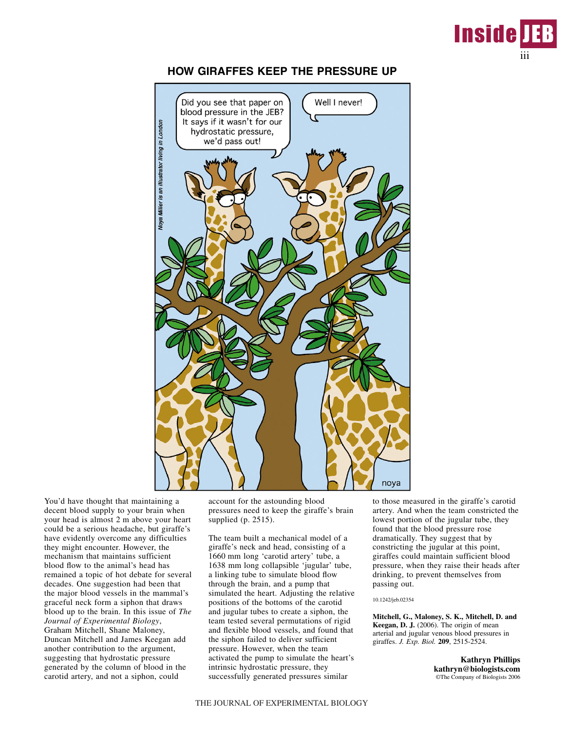## HOW GIRAFFES KEEP THE PRESSURE UP

Did you see that paper on blood pressure in the JEB? It says if it wasn't for our hydrostatic pressure, we'd pass out!

Well I never!

*Noya Miller is an illustrator living in London*

noya

You'd have thought that maintaining a decent blood supply to your brain when your head is almost 2 m above your heart could be a serious headache, but giraffe's have evidently overcome any difficulties they might encounter. However, the mechanism that maintains sufficient blood flow to the animal's head has remained a topic of hot debate for several decades. One suggestion had been that the major blood vessels in the mammal's graceful neck form a siphon that draws blood up to the brain. In this issue of *The Journal of Experimental Biology*, Graham Mitchell, Shane Maloney, Duncan Mitchell and James Keegan add another contribution to the argument, suggesting that hydrostatic pressure generated by the column of blood in the carotid artery, and not a siphon, could account for the astounding blood pressures need to keep the giraffe's brain supplied (p. 2515).

The team built a mechanical model of a giraffe's neck and head, consisting of a 1660 mm long 'carotid artery' tube, a 1638 mm long collapsible 'jugular' tube, a linking tube to simulate blood flow through the brain, and a pump that simulated the heart. Adjusting the relative positions of the bottoms of the carotid and jugular tubes to create a siphon, the team tested several permutations of rigid and flexible blood vessels, and found that the siphon failed to deliver sufficient pressure. However, when the team activated the pump to simulate the heart's intrinsic hydrostatic pressure, they successfully generated pressures similar to those measured in the giraffe's carotid artery. And when the team constricted the lowest portion of the jugular tube, they found that the blood pressure rose dramatically. They suggest that by constricting the jugular at this point, giraffes could maintain sufficient blood pressure, when they raise their heads after drinking, to prevent themselves from passing out.

10.1242/jeb.02354

**Mitchell, G., Maloney, S. K., Mitchell, D. and Keegan, D. J.** (2006). The origin of mean arterial and jugular venous blood pressures in giraffes. *J. Exp. Biol.* **209**, 2515-2524.

**Kathryn Phillips**
**kathryn@biologists.com**
©The Company of Biologists 2006